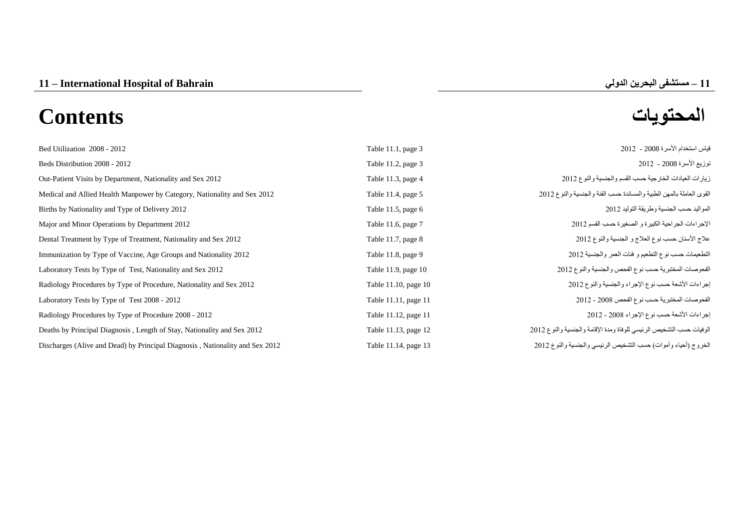# 11 – International Hospital of Bahrain

# 11 – مستشفى البحرين الدولي

# Contents

# المحتويات

| | | |
|---|---|---|
| Bed Utilization 2008 - 2012 | Table 11.1, page 3 | قياس استخدام الأسرة 2008 - 2012 |
| Beds Distribution 2008 - 2012 | Table 11.2, page 3 | توزيع الأسرة 2008 - 2012 |
| Out-Patient Visits by Department, Nationality and Sex 2012 | Table 11.3, page 4 | زيارات العيادات الخارجية حسب القسم والجنسية والنوع 2012 |
| Medical and Allied Health Manpower by Category, Nationality and Sex 2012 | Table 11.4, page 5 | القوى العاملة بالمهن الطبية والمساندة حسب الفئة والجنسية والنوع 2012 |
| Births by Nationality and Type of Delivery 2012 | Table 11.5, page 6 | المواليد حسب الجنسية وطريقة التوليد 2012 |
| Major and Minor Operations by Department 2012 | Table 11.6, page 7 | الإجراءات الجراحية الكبيرة و الصغيرة حسب القسم 2012 |
| Dental Treatment by Type of Treatment, Nationality and Sex 2012 | Table 11.7, page 8 | علاج الأسنان حسب نوع العلاج و الجنسية والنوع 2012 |
| Immunization by Type of Vaccine, Age Groups and Nationality 2012 | Table 11.8, page 9 | التطعيمات حسب نوع التطعيم و فئات العمر والجنسية 2012 |
| Laboratory Tests by Type of Test, Nationality and Sex 2012 | Table 11.9, page 10 | الفحوصات المختبرية حسب نوع الفحص والجنسية والنوع 2012 |
| Radiology Procedures by Type of Procedure, Nationality and Sex 2012 | Table 11.10, page 10 | إجراءات الأشعة حسب نوع الإجراء والجنسية والنوع 2012 |
| Laboratory Tests by Type of Test 2008 - 2012 | Table 11.11, page 11 | الفحوصات المختبرية حسب نوع الفحص 2008 - 2012 |
| Radiology Procedures by Type of Procedure 2008 - 2012 | Table 11.12, page 11 | إجراءات الأشعة حسب نوع الإجراء 2008 - 2012 |
| Deaths by Principal Diagnosis , Length of Stay, Nationality and Sex 2012 | Table 11.13, page 12 | الوفيات حسب التشخيص الرئيسي للوفاة ومدة الإقامة والجنسية والنوع 2012 |
| Discharges (Alive and Dead) by Principal Diagnosis , Nationality and Sex 2012 | Table 11.14, page 13 | الخروج (أحياء وأموات) حسب التشخيص الرئيسي والجنسية والنوع 2012 |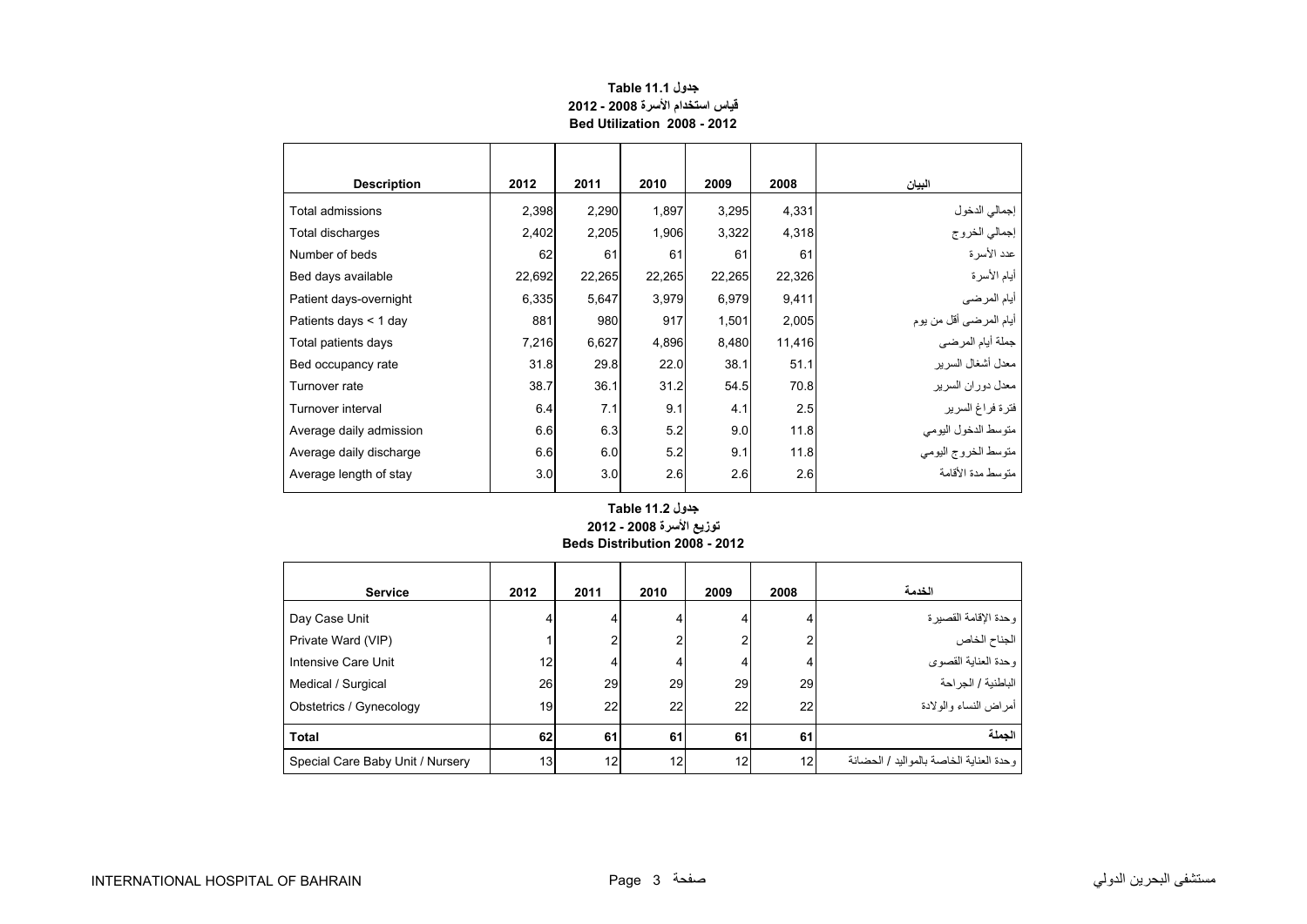## جدول Table 11.1
## قياس استخدام الأسرة 2008 - 2012
## Bed Utilization 2008 - 2012

| Description | 2012 | 2011 | 2010 | 2009 | 2008 | البيان |
|---|---|---|---|---|---|---|
| Total admissions | 2,398 | 2,290 | 1,897 | 3,295 | 4,331 | إجمالي الدخول |
| Total discharges | 2,402 | 2,205 | 1,906 | 3,322 | 4,318 | إجمالي الخروج |
| Number of beds | 62 | 61 | 61 | 61 | 61 | عدد الأسرة |
| Bed days available | 22,692 | 22,265 | 22,265 | 22,265 | 22,326 | أيام الأسرة |
| Patient days-overnight | 6,335 | 5,647 | 3,979 | 6,979 | 9,411 | أيام المرضى |
| Patients days < 1 day | 881 | 980 | 917 | 1,501 | 2,005 | أيام المرضى أقل من يوم |
| Total patients days | 7,216 | 6,627 | 4,896 | 8,480 | 11,416 | جملة أيام المرضى |
| Bed occupancy rate | 31.8 | 29.8 | 22.0 | 38.1 | 51.1 | معدل أشغال السرير |
| Turnover rate | 38.7 | 36.1 | 31.2 | 54.5 | 70.8 | معدل دوران السرير |
| Turnover interval | 6.4 | 7.1 | 9.1 | 4.1 | 2.5 | فترة فراغ السرير |
| Average daily admission | 6.6 | 6.3 | 5.2 | 9.0 | 11.8 | متوسط الدخول اليومي |
| Average daily discharge | 6.6 | 6.0 | 5.2 | 9.1 | 11.8 | متوسط الخروج اليومي |
| Average length of stay | 3.0 | 3.0 | 2.6 | 2.6 | 2.6 | متوسط مدة الأقامة |

## جدول Table 11.2
## توزيع الأسرة 2008 - 2012
## Beds Distribution 2008 - 2012

| Service | 2012 | 2011 | 2010 | 2009 | 2008 | الخدمة |
|---|---|---|---|---|---|---|
| Day Case Unit | 4 | 4 | 4 | 4 | 4 | وحدة الإقامة القصيرة |
| Private Ward (VIP) | 1 | 2 | 2 | 2 | 2 | الجناح الخاص |
| Intensive Care Unit | 12 | 4 | 4 | 4 | 4 | وحدة العناية القصوى |
| Medical / Surgical | 26 | 29 | 29 | 29 | 29 | الباطنية / الجراحة |
| Obstetrics / Gynecology | 19 | 22 | 22 | 22 | 22 | أمراض النساء والولادة |
| **Total** | **62** | **61** | **61** | **61** | **61** | **الجملة** |
| Special Care Baby Unit / Nursery | 13 | 12 | 12 | 12 | 12 | وحدة العناية الخاصة بالمواليد / الحضانة |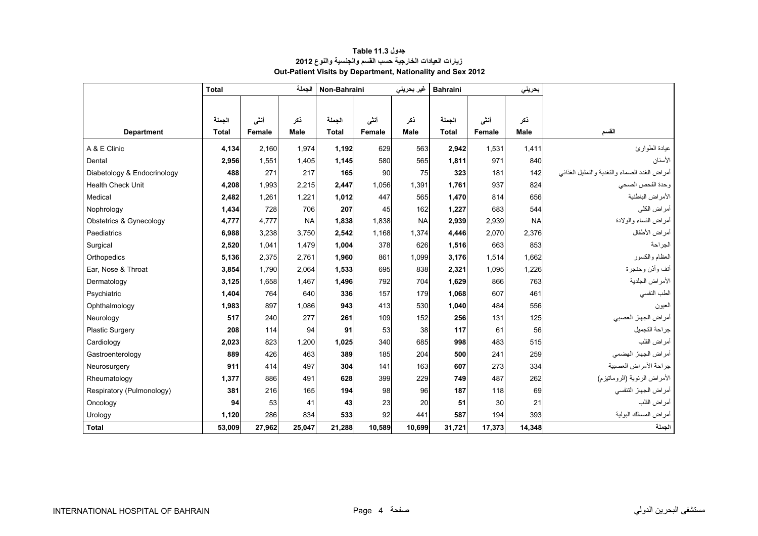**جدول Table 11.3**

**زيارات العيادات الخارجية حسب القسم والجنسية والنوع 2012**

**Out-Patient Visits by Department, Nationality and Sex 2012**

| | Total | | الجملة | Non-Bahraini | | غير بحريني | Bahraini | | بحريني | |
|---|---|---|---|---|---|---|---|---|---|---|
| Department | الجملة Total | أنثى Female | ذكر Male | الجملة Total | أنثى Female | ذكر Male | الجملة Total | أنثى Female | ذكر Male | القسم |
| A & E Clinic | **4,134** | 2,160 | 1,974 | **1,192** | 629 | 563 | **2,942** | 1,531 | 1,411 | عيادة الطوارئ |
| Dental | **2,956** | 1,551 | 1,405 | **1,145** | 580 | 565 | **1,811** | 971 | 840 | الأسنان |
| Diabetology & Endocrinology | **488** | 271 | 217 | **165** | 90 | 75 | **323** | 181 | 142 | أمراض الغدد الصماء والتغذية والتمثيل الغذائي |
| Health Check Unit | **4,208** | 1,993 | 2,215 | **2,447** | 1,056 | 1,391 | **1,761** | 937 | 824 | وحدة الفحص الصحي |
| Medical | **2,482** | 1,261 | 1,221 | **1,012** | 447 | 565 | **1,470** | 814 | 656 | الأمراض الباطنية |
| Nophrology | **1,434** | 728 | 706 | **207** | 45 | 162 | **1,227** | 683 | 544 | أمراض الكلى |
| Obstetrics & Gynecology | **4,777** | 4,777 | NA | **1,838** | 1,838 | NA | **2,939** | 2,939 | NA | أمراض النساء والولادة |
| Paediatrics | **6,988** | 3,238 | 3,750 | **2,542** | 1,168 | 1,374 | **4,446** | 2,070 | 2,376 | أمراض الأطفال |
| Surgical | **2,520** | 1,041 | 1,479 | **1,004** | 378 | 626 | **1,516** | 663 | 853 | الجراحة |
| Orthopedics | **5,136** | 2,375 | 2,761 | **1,960** | 861 | 1,099 | **3,176** | 1,514 | 1,662 | العظام والكسور |
| Ear, Nose & Throat | **3,854** | 1,790 | 2,064 | **1,533** | 695 | 838 | **2,321** | 1,095 | 1,226 | أنف وأذن وحنجرة |
| Dermatology | **3,125** | 1,658 | 1,467 | **1,496** | 792 | 704 | **1,629** | 866 | 763 | الأمراض الجلدية |
| Psychiatric | **1,404** | 764 | 640 | **336** | 157 | 179 | **1,068** | 607 | 461 | الطب النفسي |
| Ophthalmology | **1,983** | 897 | 1,086 | **943** | 413 | 530 | **1,040** | 484 | 556 | العيون |
| Neurology | **517** | 240 | 277 | **261** | 109 | 152 | **256** | 131 | 125 | أمراض الجهاز العصبي |
| Plastic Surgery | **208** | 114 | 94 | **91** | 53 | 38 | **117** | 61 | 56 | جراحة التجميل |
| Cardiology | **2,023** | 823 | 1,200 | **1,025** | 340 | 685 | **998** | 483 | 515 | أمراض القلب |
| Gastroenterology | **889** | 426 | 463 | **389** | 185 | 204 | **500** | 241 | 259 | أمراض الجهاز الهضمي |
| Neurosurgery | **911** | 414 | 497 | **304** | 141 | 163 | **607** | 273 | 334 | جراحة الأمراض العصبية |
| Rheumatology | **1,377** | 886 | 491 | **628** | 399 | 229 | **749** | 487 | 262 | الأمراض الرثوية (الروماتيزم) |
| Respiratory (Pulmonology) | **381** | 216 | 165 | **194** | 98 | 96 | **187** | 118 | 69 | أمراض الجهاز التنفسي |
| Oncology | **94** | 53 | 41 | **43** | 23 | 20 | **51** | 30 | 21 | أمراض القلب |
| Urology | **1,120** | 286 | 834 | **533** | 92 | 441 | **587** | 194 | 393 | أمراض المسالك البولية |
| **Total** | **53,009** | **27,962** | **25,047** | **21,288** | **10,589** | **10,699** | **31,721** | **17,373** | **14,348** | **الجملة** |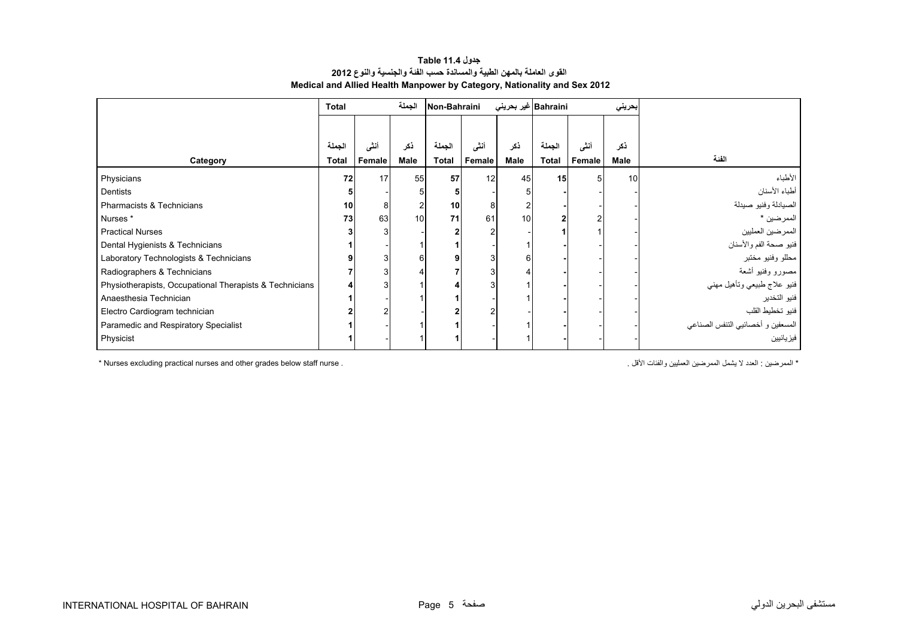# جدول 11.4 Table

## القوى العاملة بالمهن الطبية والمساندة حسب الفئة والجنسية والنوع 2012

## Medical and Allied Health Manpower by Category, Nationality and Sex 2012

| | Total | | الجملة | Non-Bahraini | | غير بحريني | Bahraini | | بحريني | |
|---|---|---|---|---|---|---|---|---|---|---|
| Category | الجملة Total | أنثى Female | ذكر Male | الجملة Total | أنثى Female | ذكر Male | الجملة Total | أنثى Female | ذكر Male | الفئة |
| Physicians | 72 | 17 | 55 | 57 | 12 | 45 | 15 | 5 | 10 | الأطباء |
| Dentists | 5 | - | 5 | 5 | - | 5 | - | - | - | أطباء الأسنان |
| Pharmacists & Technicians | 10 | 8 | 2 | 10 | 8 | 2 | - | - | - | الصيادلة وفنيو صيدلة |
| Nurses * | 73 | 63 | 10 | 71 | 61 | 10 | 2 | 2 | - | الممرضين * |
| Practical Nurses | 3 | 3 | - | 2 | 2 | - | 1 | 1 | - | الممرضين العمليين |
| Dental Hygienists & Technicians | 1 | - | 1 | 1 | - | 1 | - | - | - | فنيو صحة الفم والأسنان |
| Laboratory Technologists & Technicians | 9 | 3 | 6 | 9 | 3 | 6 | - | - | - | محللو وفنيو مختبر |
| Radiographers & Technicians | 7 | 3 | 4 | 7 | 3 | 4 | - | - | - | مصورو وفنيو أشعة |
| Physiotherapists, Occupational Therapists & Technicians | 4 | 3 | 1 | 4 | 3 | 1 | - | - | - | فنيو علاج طبيعي وتأهيل مهني |
| Anaesthesia Technician | 1 | - | 1 | 1 | - | 1 | - | - | - | فنيو التخدير |
| Electro Cardiogram technician | 2 | 2 | - | 2 | 2 | - | - | - | - | فنيو تخطيط القلب |
| Paramedic and Respiratory Specialist | 1 | - | 1 | 1 | - | 1 | - | - | - | المسعفين و أخصائيي التنفس الصناعي |
| Physicist | 1 | - | 1 | 1 | - | 1 | - | - | - | فيزيائيين |

* Nurses excluding practical nurses and other grades below staff nurse .

* الممرضين : العدد لا يشمل الممرضين العمليين والفئات الأقل .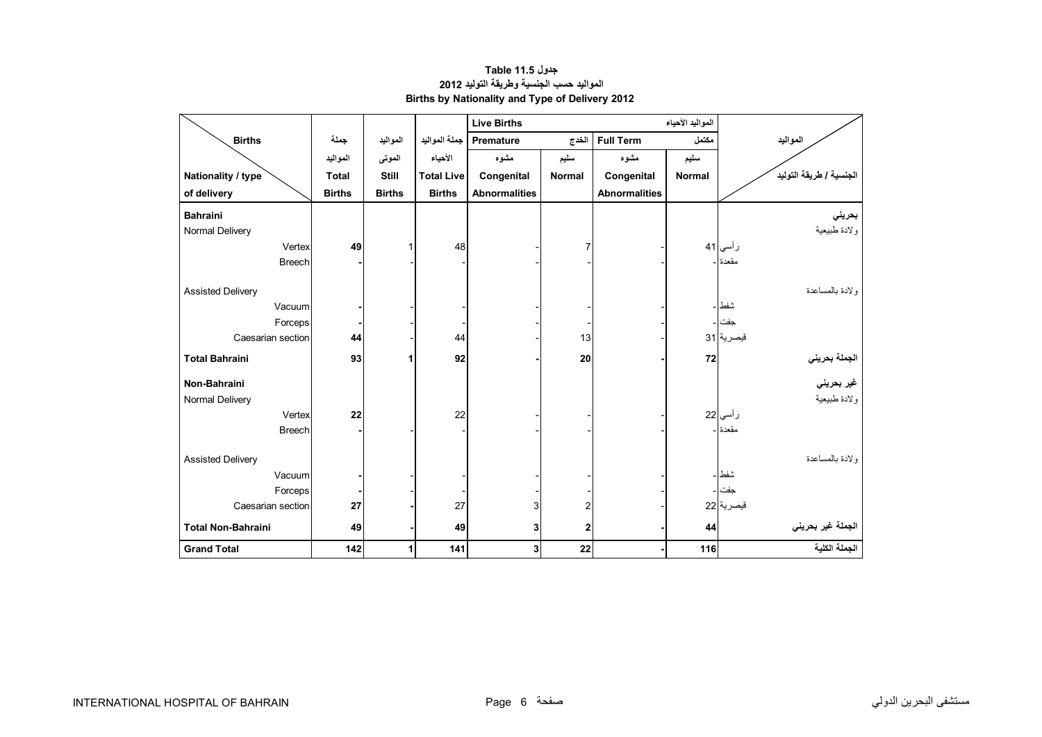**جدول 11.5 Table**

**المواليد حسب الجنسية وطريقة التوليد 2012**

**Births by Nationality and Type of Delivery 2012**

| Births / Nationality / type of delivery | جملة المواليد Total Births | المواليد الموتى Still Births | جملة المواليد الأحياء Total Live Births | Live Births المواليد الأحياء — Premature الخدج — مشوه Congenital Abnormalities | Premature الخدج — سليم Normal | Full Term مكتمل — مشوه Congenital Abnormalities | Full Term مكتمل — سليم Normal | المواليد / الجنسية / طريقة التوليد |
|---|---|---|---|---|---|---|---|---|
| **Bahraini** | | | | | | | | **بحريني** |
| Normal Delivery | | | | | | | | ولادة طبيعية |
| Vertex | **49** | 1 | 48 | - | 7 | - | 41 | رأسي |
| Breech | **-** | - | - | - | - | - | - | مقعدة |
| Assisted Delivery | | | | | | | | ولادة بالمساعدة |
| Vacuum | **-** | - | - | - | - | - | - | شفط |
| Forceps | **-** | - | - | - | - | - | - | جفت |
| Caesarian section | **44** | - | 44 | - | 13 | - | 31 | قيصرية |
| **Total Bahraini** | **93** | **1** | **92** | **-** | **20** | **-** | **72** | **الجملة بحريني** |
| **Non-Bahraini** | | | | | | | | **غير بحريني** |
| Normal Delivery | | | | | | | | ولادة طبيعية |
| Vertex | **22** | | 22 | - | - | - | 22 | رأسي |
| Breech | **-** | - | - | - | - | - | - | مقعدة |
| Assisted Delivery | | | | | | | | ولادة بالمساعدة |
| Vacuum | **-** | - | - | - | - | - | - | شفط |
| Forceps | **-** | - | - | - | - | - | - | جفت |
| Caesarian section | **27** | **-** | 27 | 3 | 2 | - | 22 | قيصرية |
| **Total Non-Bahraini** | **49** | **-** | **49** | **3** | **2** | **-** | **44** | **الجملة غير بحريني** |
| **Grand Total** | **142** | **1** | **141** | **3** | **22** | **-** | **116** | **الجملة الكلية** |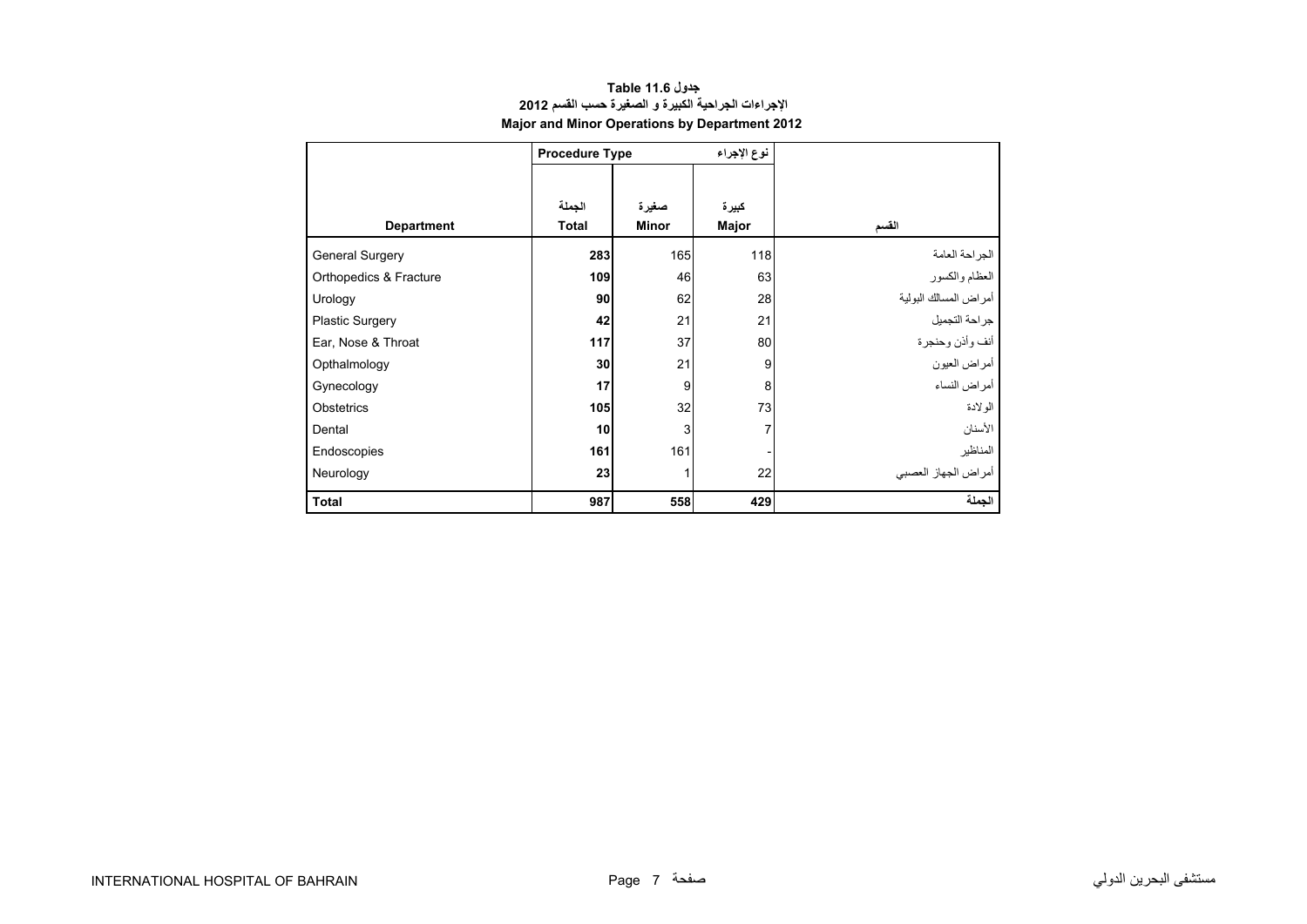# جدول 11.6 Table
## الاجراءات الجراحية الكبيرة و الصغيرة حسب القسم 2012
## Major and Minor Operations by Department 2012

| | Procedure Type | | نوع الإجراء | |
|---|---|---|---|---|
| Department | الجملة Total | صغيرة Minor | كبيرة Major | القسم |
| General Surgery | **283** | 165 | 118 | الجراحة العامة |
| Orthopedics & Fracture | **109** | 46 | 63 | العظام والكسور |
| Urology | **90** | 62 | 28 | أمراض المسالك البولية |
| Plastic Surgery | **42** | 21 | 21 | جراحة التجميل |
| Ear, Nose & Throat | **117** | 37 | 80 | أنف وأذن وحنجرة |
| Opthalmology | **30** | 21 | 9 | أمراض العيون |
| Gynecology | **17** | 9 | 8 | أمراض النساء |
| Obstetrics | **105** | 32 | 73 | الولادة |
| Dental | **10** | 3 | 7 | الأسنان |
| Endoscopies | **161** | 161 | - | المناظير |
| Neurology | **23** | 1 | 22 | أمراض الجهاز العصبي |
| **Total** | **987** | **558** | **429** | **الجملة** |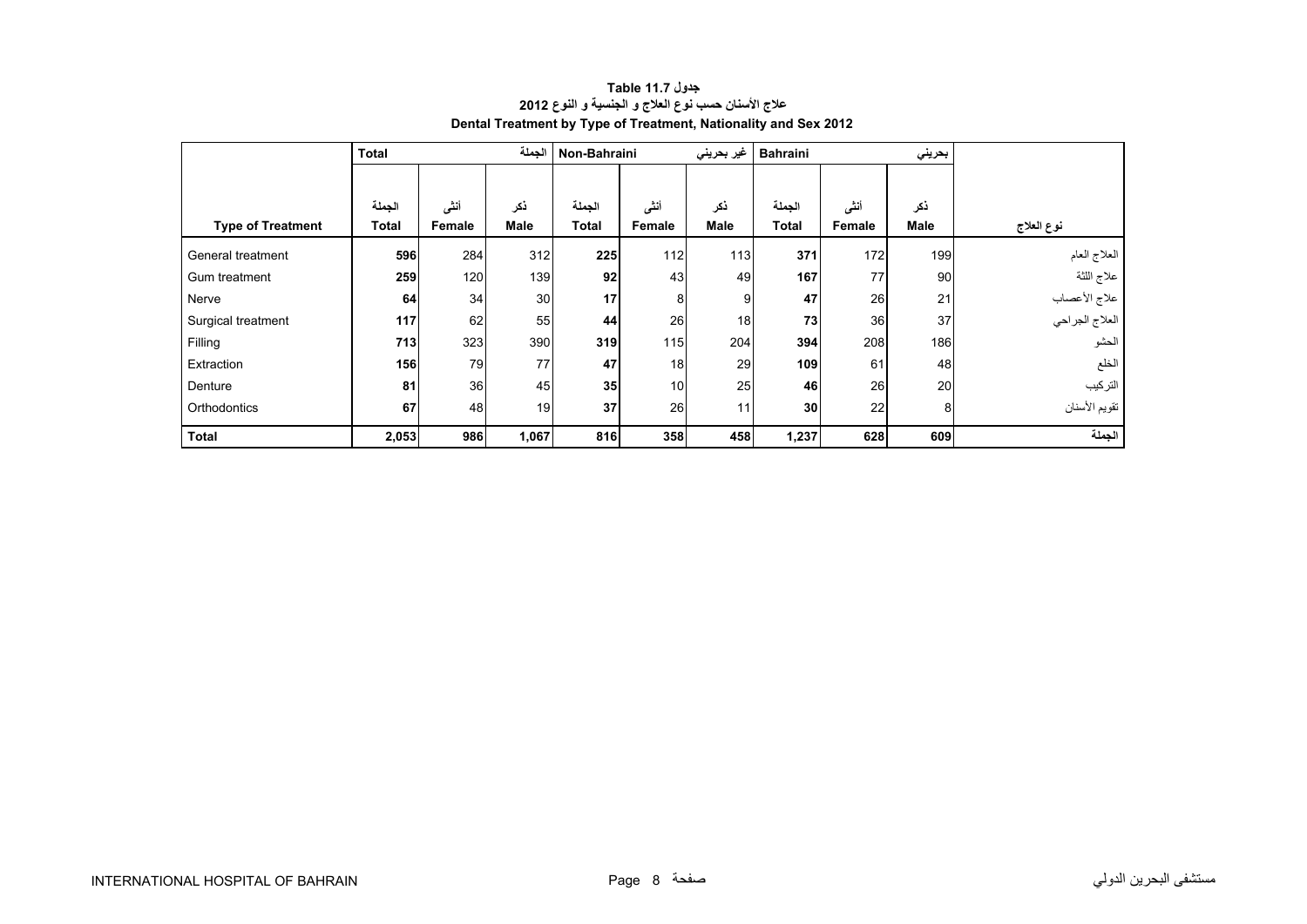# جدول 11.7 Table
## علاج الأسنان حسب نوع العلاج و الجنسية و النوع 2012
## Dental Treatment by Type of Treatment, Nationality and Sex 2012

| | Total | | الجملة | Non-Bahraini | | غير بحريني | Bahraini | | بحريني | |
|---|---|---|---|---|---|---|---|---|---|---|
| **Type of Treatment** | الجملة **Total** | أنثى **Female** | ذكر **Male** | الجملة **Total** | أنثى **Female** | ذكر **Male** | الجملة **Total** | أنثى **Female** | ذكر **Male** | **نوع العلاج** |
| General treatment | **596** | 284 | 312 | **225** | 112 | 113 | **371** | 172 | 199 | العلاج العام |
| Gum treatment | **259** | 120 | 139 | **92** | 43 | 49 | **167** | 77 | 90 | علاج اللثة |
| Nerve | **64** | 34 | 30 | **17** | 8 | 9 | **47** | 26 | 21 | علاج الأعصاب |
| Surgical treatment | **117** | 62 | 55 | **44** | 26 | 18 | **73** | 36 | 37 | العلاج الجراحي |
| Filling | **713** | 323 | 390 | **319** | 115 | 204 | **394** | 208 | 186 | الحشو |
| Extraction | **156** | 79 | 77 | **47** | 18 | 29 | **109** | 61 | 48 | الخلع |
| Denture | **81** | 36 | 45 | **35** | 10 | 25 | **46** | 26 | 20 | التركيب |
| Orthodontics | **67** | 48 | 19 | **37** | 26 | 11 | **30** | 22 | 8 | تقويم الأسنان |
| **Total** | **2,053** | **986** | **1,067** | **816** | **358** | **458** | **1,237** | **628** | **609** | **الجملة** |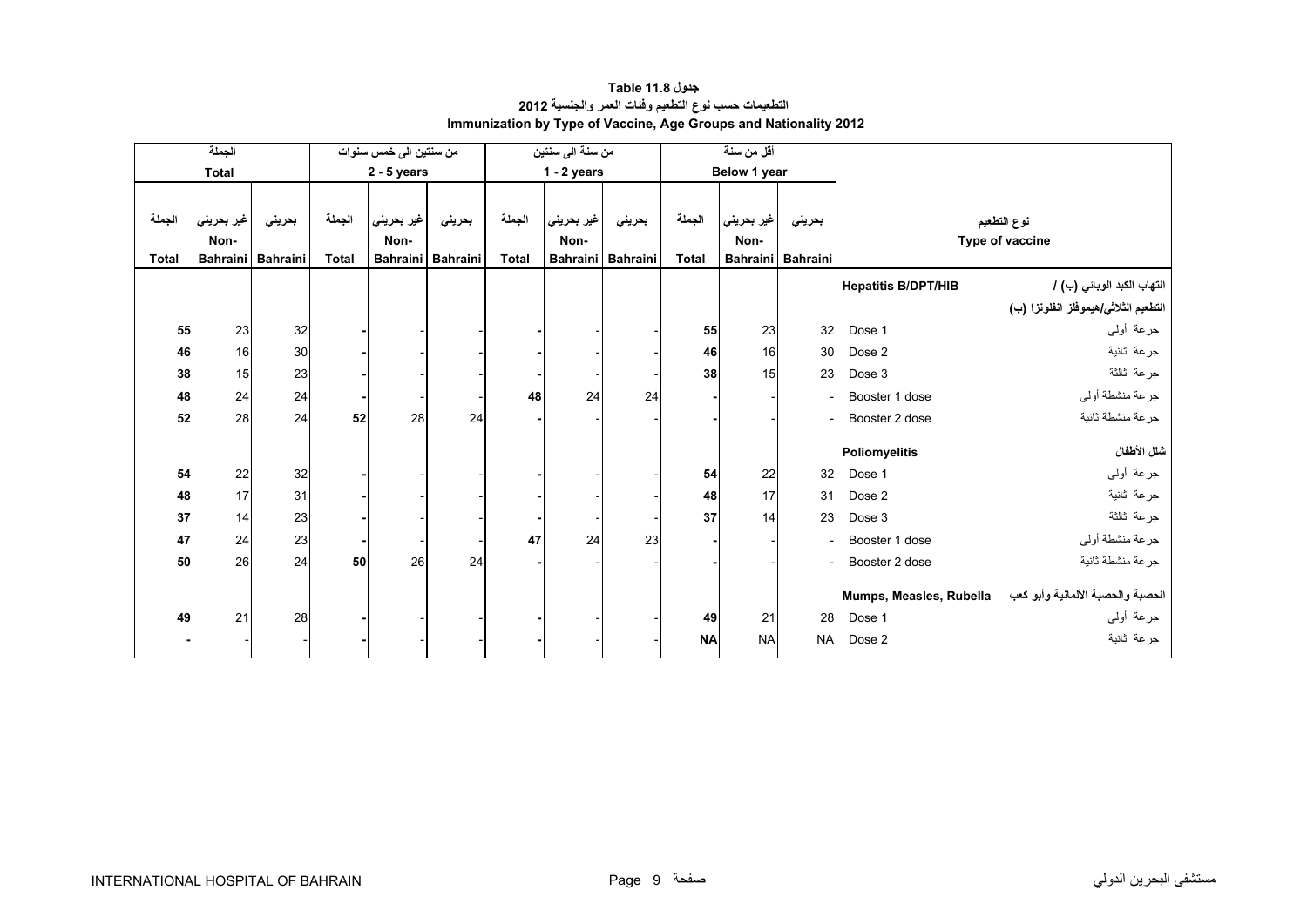# جدول Table 11.8

## التطعيمات حسب نوع التطعيم وفئات العمر والجنسية 2012

## Immunization by Type of Vaccine, Age Groups and Nationality 2012

| الجملة Total | | | من سنتين الى خمس سنوات 2 - 5 years | | | من سنة الى سنتين 1 - 2 years | | | أقل من سنة Below 1 year | | | نوع التطعيم Type of vaccine | |
|---|---|---|---|---|---|---|---|---|---|---|---|---|---|
| الجملة Total | غير بحريني Non-Bahraini | بحريني Bahraini | الجملة Total | غير بحريني Non-Bahraini | بحريني Bahraini | الجملة Total | غير بحريني Non-Bahraini | بحريني Bahraini | الجملة Total | غير بحريني Non-Bahraini | بحريني Bahraini | | |
| | | | | | | | | | | | | **Hepatitis B/DPT/HIB** | **التهاب الكبد الوبائي (ب) / التطعيم الثلاثي/هيموفلز انفلونزا (ب)** |
| **55** | 23 | 32 | **-** | - | - | **-** | - | - | **55** | 23 | 32 | Dose 1 | جرعة أولى |
| **46** | 16 | 30 | **-** | - | - | **-** | - | - | **46** | 16 | 30 | Dose 2 | جرعة ثانية |
| **38** | 15 | 23 | **-** | - | - | **-** | - | - | **38** | 15 | 23 | Dose 3 | جرعة ثالثة |
| **48** | 24 | 24 | **-** | - | - | **48** | 24 | 24 | **-** | - | - | Booster 1 dose | جرعة منشطة أولى |
| **52** | 28 | 24 | **52** | 28 | 24 | **-** | - | - | **-** | - | - | Booster 2 dose | جرعة منشطة ثانية |
| | | | | | | | | | | | | **Poliomyelitis** | **شلل الأطفال** |
| **54** | 22 | 32 | **-** | - | - | **-** | - | - | **54** | 22 | 32 | Dose 1 | جرعة أولى |
| **48** | 17 | 31 | **-** | - | - | **-** | - | - | **48** | 17 | 31 | Dose 2 | جرعة ثانية |
| **37** | 14 | 23 | **-** | - | - | **-** | - | - | **37** | 14 | 23 | Dose 3 | جرعة ثالثة |
| **47** | 24 | 23 | **-** | - | - | **47** | 24 | 23 | **-** | - | - | Booster 1 dose | جرعة منشطة أولى |
| **50** | 26 | 24 | **50** | 26 | 24 | **-** | - | - | **-** | - | - | Booster 2 dose | جرعة منشطة ثانية |
| | | | | | | | | | | | | **Mumps, Measles, Rubella** | **الحصبة والحصبة الألمانية وأبو كعب** |
| **49** | 21 | 28 | **-** | - | - | **-** | - | - | **49** | 21 | 28 | Dose 1 | جرعة أولى |
| **-** | - | - | **-** | - | - | **-** | - | - | **NA** | NA | NA | Dose 2 | جرعة ثانية |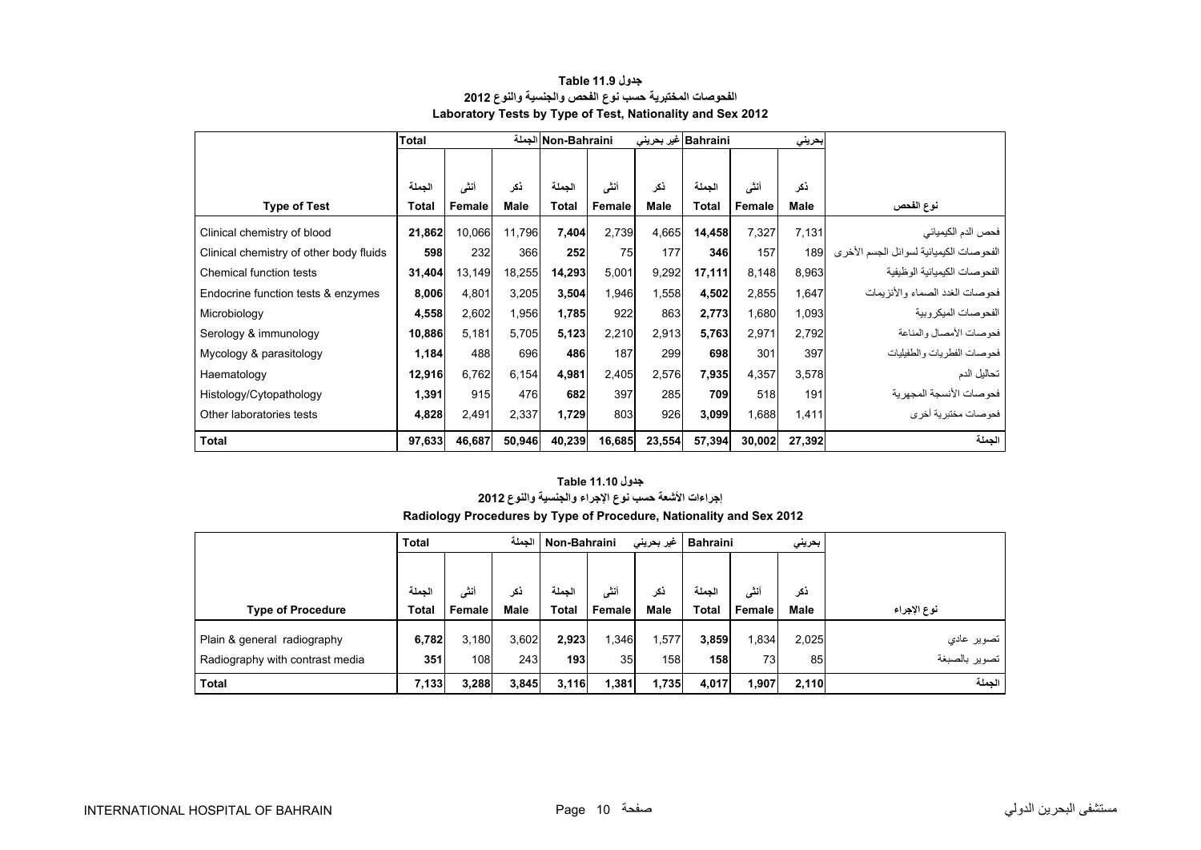**جدول Table 11.9**

**الفحوصات المختبرية حسب نوع الفحص والجنسية والنوع 2012**

**Laboratory Tests by Type of Test, Nationality and Sex 2012**

| | Total | | الجملة | Non-Bahraini | | غير بحريني | Bahraini | | بحريني | |
|---|---|---|---|---|---|---|---|---|---|---|
| | الجملة | أنثى | ذكر | الجملة | أنثى | ذكر | الجملة | أنثى | ذكر | |
| **Type of Test** | **Total** | **Female** | **Male** | **Total** | **Female** | **Male** | **Total** | **Female** | **Male** | **نوع الفحص** |
| Clinical chemistry of blood | **21,862** | 10,066 | 11,796 | **7,404** | 2,739 | 4,665 | **14,458** | 7,327 | 7,131 | فحص الدم الكيميائي |
| Clinical chemistry of other body fluids | **598** | 232 | 366 | **252** | 75 | 177 | **346** | 157 | 189 | الفحوصات الكيميائية لسوائل الجسم الأخرى |
| Chemical function tests | **31,404** | 13,149 | 18,255 | **14,293** | 5,001 | 9,292 | **17,111** | 8,148 | 8,963 | الفحوصات الكيميائية الوظيفية |
| Endocrine function tests & enzymes | **8,006** | 4,801 | 3,205 | **3,504** | 1,946 | 1,558 | **4,502** | 2,855 | 1,647 | فحوصات الغدد الصماء والأنزيمات |
| Microbiology | **4,558** | 2,602 | 1,956 | **1,785** | 922 | 863 | **2,773** | 1,680 | 1,093 | الفحوصات الميكروبية |
| Serology & immunology | **10,886** | 5,181 | 5,705 | **5,123** | 2,210 | 2,913 | **5,763** | 2,971 | 2,792 | فحوصات الأمصال والمناعة |
| Mycology & parasitology | **1,184** | 488 | 696 | **486** | 187 | 299 | **698** | 301 | 397 | فحوصات الفطريات والطفيليات |
| Haematology | **12,916** | 6,762 | 6,154 | **4,981** | 2,405 | 2,576 | **7,935** | 4,357 | 3,578 | تحاليل الدم |
| Histology/Cytopathology | **1,391** | 915 | 476 | **682** | 397 | 285 | **709** | 518 | 191 | فحوصات الأنسجة المجهرية |
| Other laboratories tests | **4,828** | 2,491 | 2,337 | **1,729** | 803 | 926 | **3,099** | 1,688 | 1,411 | فحوصات مختبرية أخرى |
| **Total** | **97,633** | **46,687** | **50,946** | **40,239** | **16,685** | **23,554** | **57,394** | **30,002** | **27,392** | **الجملة** |

**جدول Table 11.10**

**إجراءات الأشعة حسب نوع الإجراء والجنسية والنوع 2012**

**Radiology Procedures by Type of Procedure, Nationality and Sex 2012**

| | Total | | الجملة | Non-Bahraini | | غير بحريني | Bahraini | | بحريني | |
|---|---|---|---|---|---|---|---|---|---|---|
| | الجملة | أنثى | ذكر | الجملة | أنثى | ذكر | الجملة | أنثى | ذكر | |
| **Type of Procedure** | **Total** | **Female** | **Male** | **Total** | **Female** | **Male** | **Total** | **Female** | **Male** | **نوع الإجراء** |
| Plain & general radiography | **6,782** | 3,180 | 3,602 | **2,923** | 1,346 | 1,577 | **3,859** | 1,834 | 2,025 | تصوير عادي |
| Radiography with contrast media | **351** | 108 | 243 | **193** | 35 | 158 | **158** | 73 | 85 | تصوير بالصبغة |
| **Total** | **7,133** | **3,288** | **3,845** | **3,116** | **1,381** | **1,735** | **4,017** | **1,907** | **2,110** | **الجملة** |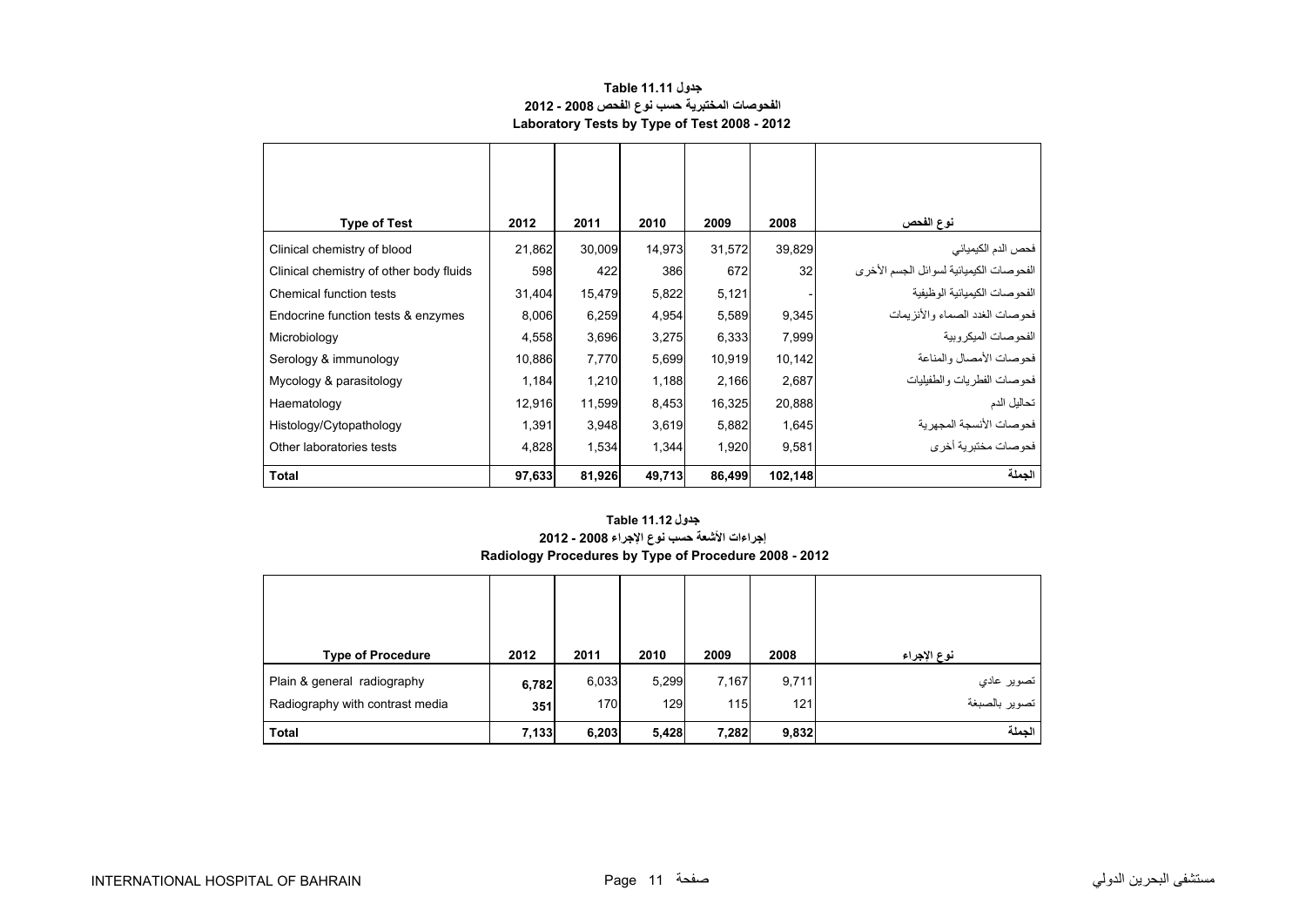**Table 11.11 جدول**

**الفحوصات المختبرية حسب نوع الفحص 2008 - 2012**

**Laboratory Tests by Type of Test 2008 - 2012**

| Type of Test | 2012 | 2011 | 2010 | 2009 | 2008 | نوع الفحص |
|---|---|---|---|---|---|---|
| Clinical chemistry of blood | 21,862 | 30,009 | 14,973 | 31,572 | 39,829 | فحص الدم الكيميائي |
| Clinical chemistry of other body fluids | 598 | 422 | 386 | 672 | 32 | الفحوصات الكيميائية لسوائل الجسم الأخرى |
| Chemical function tests | 31,404 | 15,479 | 5,822 | 5,121 | - | الفحوصات الكيميائية الوظيفية |
| Endocrine function tests & enzymes | 8,006 | 6,259 | 4,954 | 5,589 | 9,345 | فحوصات الغدد الصماء والأنزيمات |
| Microbiology | 4,558 | 3,696 | 3,275 | 6,333 | 7,999 | الفحوصات الميكروبية |
| Serology & immunology | 10,886 | 7,770 | 5,699 | 10,919 | 10,142 | فحوصات الأمصال والمناعة |
| Mycology & parasitology | 1,184 | 1,210 | 1,188 | 2,166 | 2,687 | فحوصات الفطريات والطفيليات |
| Haematology | 12,916 | 11,599 | 8,453 | 16,325 | 20,888 | تحاليل الدم |
| Histology/Cytopathology | 1,391 | 3,948 | 3,619 | 5,882 | 1,645 | فحوصات الأنسجة المجهرية |
| Other laboratories tests | 4,828 | 1,534 | 1,344 | 1,920 | 9,581 | فحوصات مختبرية أخرى |
| **Total** | **97,633** | **81,926** | **49,713** | **86,499** | **102,148** | **الجملة** |

**Table 11.12 جدول**

**إجراءات الأشعة حسب نوع الإجراء 2008 - 2012**

**Radiology Procedures by Type of Procedure 2008 - 2012**

| Type of Procedure | 2012 | 2011 | 2010 | 2009 | 2008 | نوع الإجراء |
|---|---|---|---|---|---|---|
| Plain & general radiography | **6,782** | 6,033 | 5,299 | 7,167 | 9,711 | تصوير عادي |
| Radiography with contrast media | **351** | 170 | 129 | 115 | 121 | تصوير بالصبغة |
| **Total** | **7,133** | **6,203** | **5,428** | **7,282** | **9,832** | **الجملة** |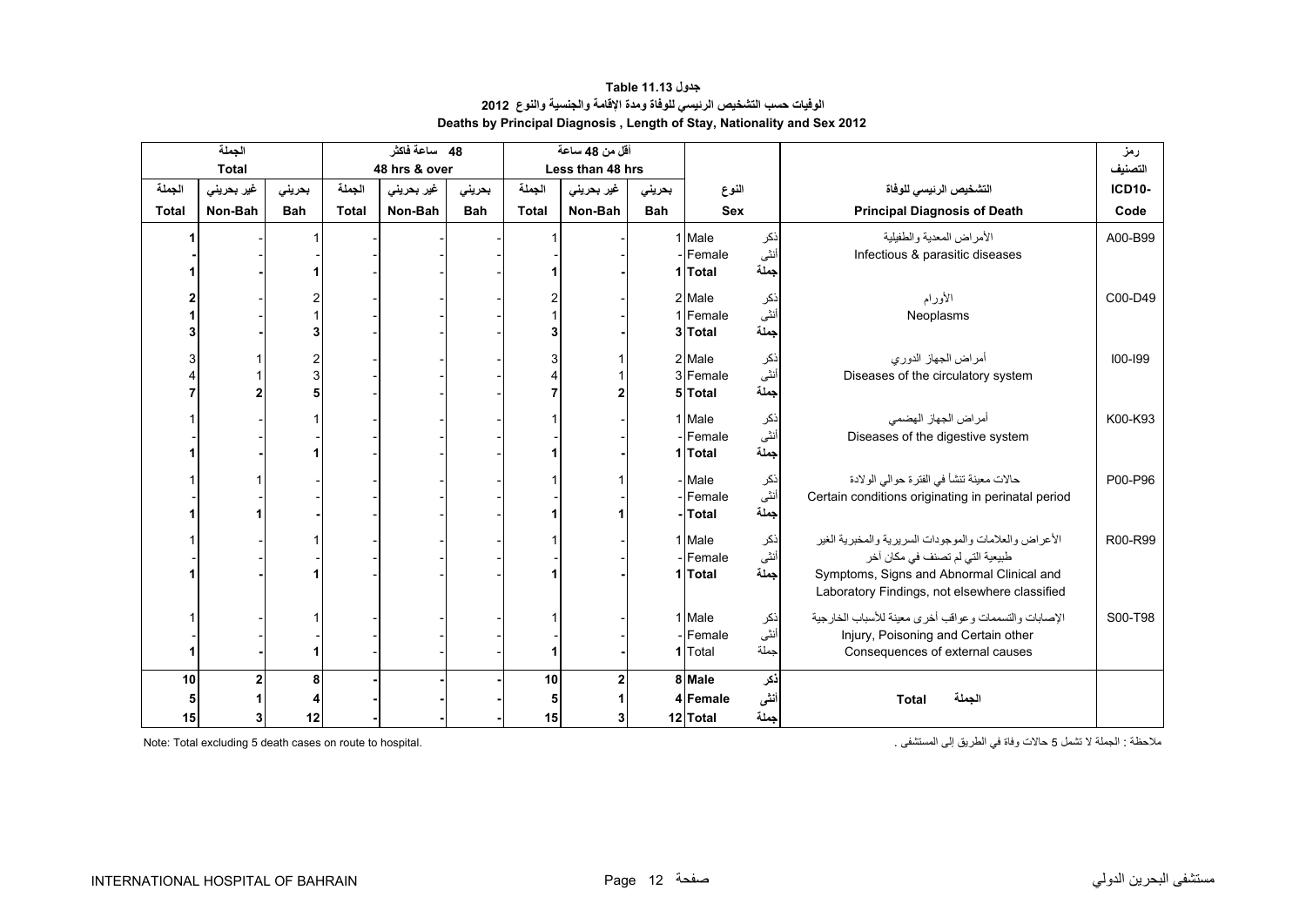**جدول 11.13 Table**

**الوفيات حسب التشخيص الرئيسي للوفاة ومدة الإقامة والجنسية والنوع 2012**

**Deaths by Principal Diagnosis , Length of Stay, Nationality and Sex 2012**

| الجملة Total | | | 48 ساعة فاكثر 48 hrs & over | | | أقل من 48 ساعة Less than 48 hrs | | | | | | رمز التصنيف |
|---|---|---|---|---|---|---|---|---|---|---|---|---|
| الجملة Total | غير بحريني Non-Bah | بحريني Bah | الجملة Total | غير بحريني Non-Bah | بحريني Bah | الجملة Total | غير بحريني Non-Bah | بحريني Bah | النوع Sex | | التشخيص الرئيسي للوفاة Principal Diagnosis of Death | ICD10- Code |
| 1 | - | 1 | - | - | - | 1 | - | 1 | Male | ذكر | الأمراض المعدية والطفيلية Infectious & parasitic diseases | A00-B99 |
| - | - | - | - | - | - | - | - | - | Female | أنثى | | |
| 1 | - | 1 | - | - | - | 1 | - | 1 | Total | جملة | | |
| 2 | - | 2 | - | - | - | 2 | - | 2 | Male | ذكر | الأورام Neoplasms | C00-D49 |
| 1 | - | 1 | - | - | - | 1 | - | 1 | Female | أنثى | | |
| 3 | - | 3 | - | - | - | 3 | - | 3 | Total | جملة | | |
| 3 | 1 | 2 | - | - | - | 3 | 1 | 2 | Male | ذكر | أمراض الجهاز الدوري Diseases of the circulatory system | I00-I99 |
| 4 | 1 | 3 | - | - | - | 4 | 1 | 3 | Female | أنثى | | |
| 7 | 2 | 5 | - | - | - | 7 | 2 | 5 | Total | جملة | | |
| 1 | - | 1 | - | - | - | 1 | - | 1 | Male | ذكر | أمراض الجهاز الهضمي Diseases of the digestive system | K00-K93 |
| - | - | - | - | - | - | - | - | - | Female | أنثى | | |
| 1 | - | 1 | - | - | - | 1 | - | 1 | Total | جملة | | |
| 1 | 1 | - | - | - | - | 1 | 1 | - | Male | ذكر | حالات معينة تنشأ في الفترة حوالي الولادة Certain conditions originating in perinatal period | P00-P96 |
| - | - | - | - | - | - | - | - | - | Female | أنثى | | |
| 1 | 1 | - | - | - | - | 1 | 1 | - | Total | جملة | | |
| 1 | - | 1 | - | - | - | 1 | - | 1 | Male | ذكر | الأعراض والعلامات والموجودات السريرية والمخبرية الغير طبيعية التي لم تصنف في مكان آخر Symptoms, Signs and Abnormal Clinical and Laboratory Findings, not elsewhere classified | R00-R99 |
| - | - | - | - | - | - | - | - | - | Female | أنثى | | |
| 1 | - | 1 | - | - | - | 1 | - | 1 | Total | جملة | | |
| 1 | - | 1 | - | - | - | 1 | - | 1 | Male | ذكر | الإصابات والتسممات وعواقب أخرى معينة للأسباب الخارجية Injury, Poisoning and Certain other Consequences of external causes | S00-T98 |
| - | - | - | - | - | - | - | - | - | Female | أنثى | | |
| 1 | - | 1 | - | - | - | 1 | - | 1 | Total | جملة | | |
| 10 | 2 | 8 | - | - | - | 10 | 2 | 8 | Male | ذكر | Total الجملة | |
| 5 | 1 | 4 | - | - | - | 5 | 1 | 4 | Female | أنثى | | |
| 15 | 3 | 12 | - | - | - | 15 | 3 | 12 | Total | جملة | | |

Note: Total excluding 5 death cases on route to hospital.

ملاحظة : الجملة لا تشمل 5 حالات وفاة في الطريق إلى المستشفى .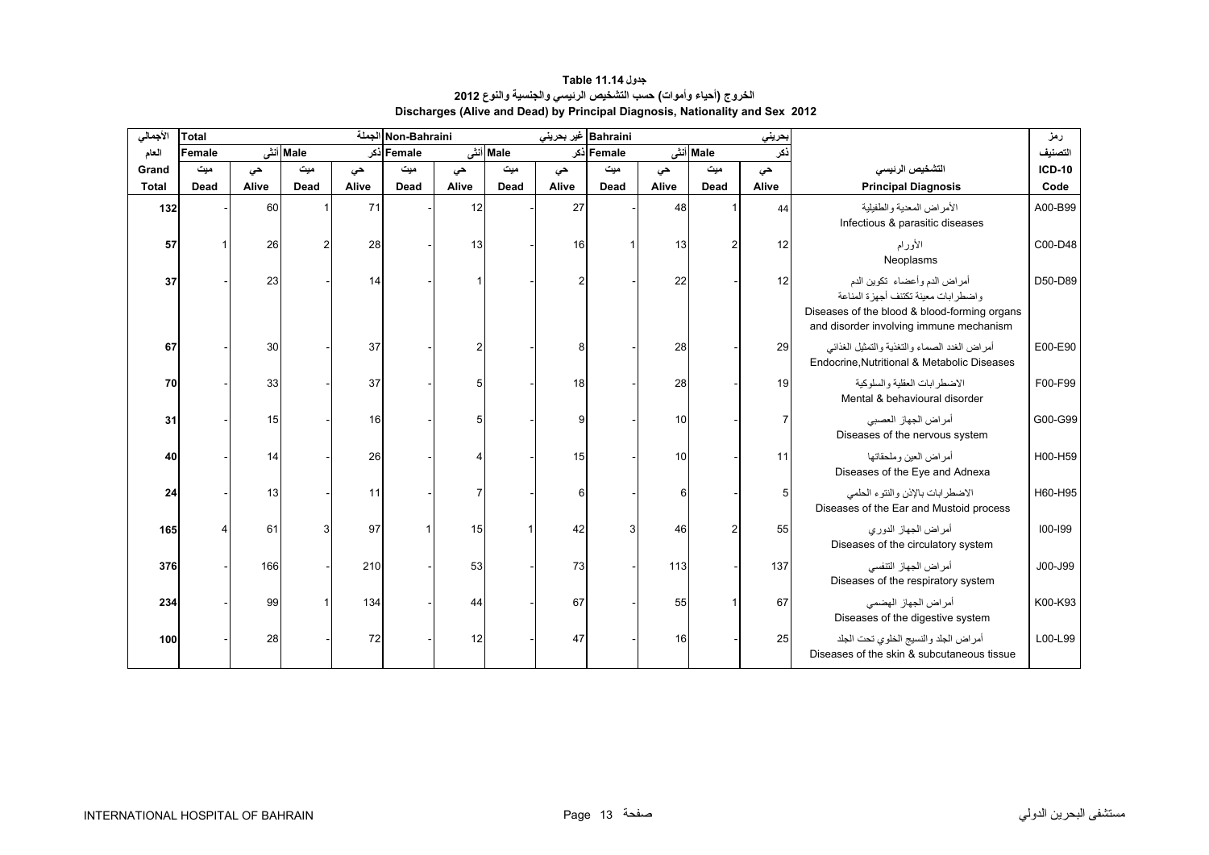**Table 11.14 جدول**

**الخروج (أحياء وأموات) حسب التشخيص الرئيسي والجنسية والنوع 2012**

**Discharges (Alive and Dead) by Principal Diagnosis, Nationality and Sex 2012**

| الأجمالي العام Grand Total | Total الجملة | | | | Non-Bahraini غير بحريني | | | | Bahraini بحريني | | | | التشخيص الرئيسي Principal Diagnosis | رمز التصنيف ICD-10 Code |
|---|---|---|---|---|---|---|---|---|---|---|---|---|---|---|
| | Female أنثى | | Male ذكر | | Female أنثى | | Male ذكر | | Female أنثى | | Male ذكر | | | |
| | ميت Dead | حي Alive | ميت Dead | حي Alive | ميت Dead | حي Alive | ميت Dead | حي Alive | ميت Dead | حي Alive | ميت Dead | حي Alive | | |
| 132 | - | 60 | 1 | 71 | - | 12 | - | 27 | - | 48 | 1 | 44 | الأمراض المعدية والطفيلية Infectious & parasitic diseases | A00-B99 |
| 57 | 1 | 26 | 2 | 28 | - | 13 | - | 16 | 1 | 13 | 2 | 12 | الأورام Neoplasms | C00-D48 |
| 37 | - | 23 | - | 14 | - | 1 | - | 2 | - | 22 | - | 12 | أمراض الدم وأعضاء تكوين الدم واضطرابات معينة تكتنف أجهزة المناعة Diseases of the blood & blood-forming organs and disorder involving immune mechanism | D50-D89 |
| 67 | - | 30 | - | 37 | - | 2 | - | 8 | - | 28 | - | 29 | أمراض الغدد الصماء والتغذية والتمثيل الغذائي Endocrine,Nutritional & Metabolic Diseases | E00-E90 |
| 70 | - | 33 | - | 37 | - | 5 | - | 18 | - | 28 | - | 19 | الاضطرابات العقلية والسلوكية Mental & behavioural disorder | F00-F99 |
| 31 | - | 15 | - | 16 | - | 5 | - | 9 | - | 10 | - | 7 | أمراض الجهاز العصبي Diseases of the nervous system | G00-G99 |
| 40 | - | 14 | - | 26 | - | 4 | - | 15 | - | 10 | - | 11 | أمراض العين وملحقاتها Diseases of the Eye and Adnexa | H00-H59 |
| 24 | - | 13 | - | 11 | - | 7 | - | 6 | - | 6 | - | 5 | الاضطرابات بالإذن والنتوء الحلمي Diseases of the Ear and Mustoid process | H60-H95 |
| 165 | 4 | 61 | 3 | 97 | 1 | 15 | 1 | 42 | 3 | 46 | 2 | 55 | أمراض الجهاز الدوري Diseases of the circulatory system | I00-I99 |
| 376 | - | 166 | - | 210 | - | 53 | - | 73 | - | 113 | - | 137 | أمراض الجهاز التنفسي Diseases of the respiratory system | J00-J99 |
| 234 | - | 99 | 1 | 134 | - | 44 | - | 67 | - | 55 | 1 | 67 | أمراض الجهاز الهضمي Diseases of the digestive system | K00-K93 |
| 100 | - | 28 | - | 72 | - | 12 | - | 47 | - | 16 | - | 25 | أمراض الجلد والنسيج الخلوي تحت الجلد Diseases of the skin & subcutaneous tissue | L00-L99 |

INTERNATIONAL HOSPITAL OF BAHRAIN مستشفى البحرين الدولي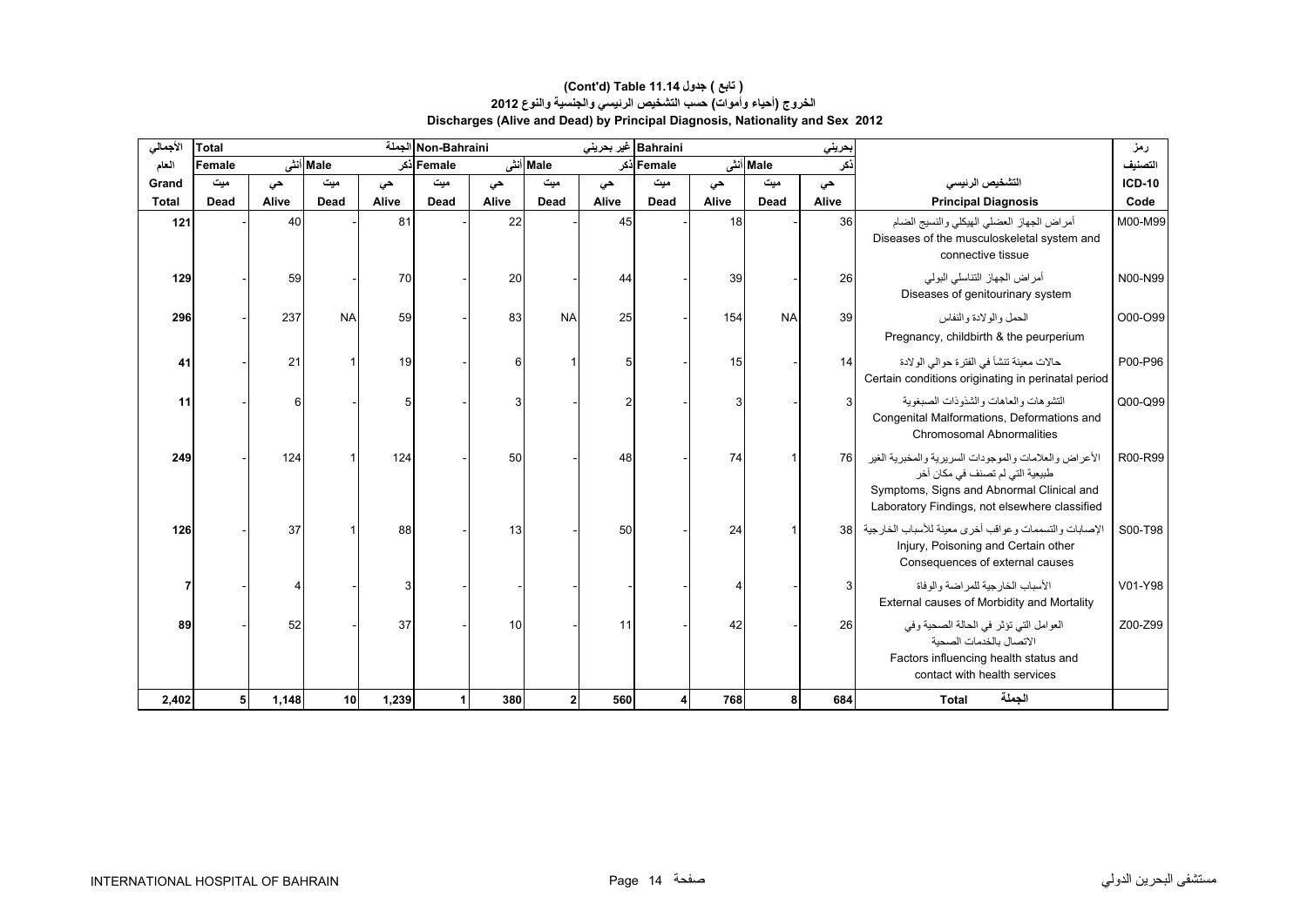# (Cont'd) Table 11.14 جدول ( تابع )

## الخروج (أحياء وأموات) حسب التشخيص الرئيسي والجنسية والنوع 2012

## Discharges (Alive and Dead) by Principal Diagnosis, Nationality and Sex 2012

| الأجمالي | Total الجملة | | | | Non-Bahraini غير بحريني | | | | Bahraini بحريني | | | | | رمز |
|---|---|---|---|---|---|---|---|---|---|---|---|---|---|---|
| العام | Female أنثى | | Male ذكر | | Female أنثى | | Male ذكر | | Female أنثى | | Male ذكر | | | التصنيف |
| Grand Total | ميت Dead | حي Alive | ميت Dead | حي Alive | ميت Dead | حي Alive | ميت Dead | حي Alive | ميت Dead | حي Alive | ميت Dead | حي Alive | التشخيص الرئيسي Principal Diagnosis | ICD-10 Code |
| 121 | - | 40 | - | 81 | - | 22 | - | 45 | - | 18 | - | 36 | أمراض الجهاز العضلي الهيكلي والنسيج الضام Diseases of the musculoskeletal system and connective tissue | M00-M99 |
| 129 | - | 59 | - | 70 | - | 20 | - | 44 | - | 39 | - | 26 | أمراض الجهاز التناسلي البولي Diseases of genitourinary system | N00-N99 |
| 296 | - | 237 | NA | 59 | - | 83 | NA | 25 | - | 154 | NA | 39 | الحمل والولادة والنفاس Pregnancy, childbirth & the peurperium | O00-O99 |
| 41 | - | 21 | 1 | 19 | - | 6 | 1 | 5 | - | 15 | - | 14 | حالات معينة تنشأ في الفترة حوالي الولادة Certain conditions originating in perinatal period | P00-P96 |
| 11 | - | 6 | - | 5 | - | 3 | - | 2 | - | 3 | - | 3 | التشوهات والعاهات والشذوذات الصبغوية Congenital Malformations, Deformations and Chromosomal Abnormalities | Q00-Q99 |
| 249 | - | 124 | 1 | 124 | - | 50 | - | 48 | - | 74 | 1 | 76 | الأعراض والعلامات والموجودات السريرية والمخبرية الغير طبيعية التي لم تصنف في مكان آخر Symptoms, Signs and Abnormal Clinical and Laboratory Findings, not elsewhere classified | R00-R99 |
| 126 | - | 37 | 1 | 88 | - | 13 | - | 50 | - | 24 | 1 | 38 | الإصابات والتسممات وعواقب أخرى معينة للأسباب الخارجية Injury, Poisoning and Certain other Consequences of external causes | S00-T98 |
| 7 | - | 4 | - | 3 | - | - | - | - | - | 4 | - | 3 | الأسباب الخارجية للمراضة والوفاة External causes of Morbidity and Mortality | V01-Y98 |
| 89 | - | 52 | - | 37 | - | 10 | - | 11 | - | 42 | - | 26 | العوامل التي تؤثر في الحالة الصحية وفي الاتصال بالخدمات الصحية Factors influencing health status and contact with health services | Z00-Z99 |
| 2,402 | 5 | 1,148 | 10 | 1,239 | 1 | 380 | 2 | 560 | 4 | 768 | 8 | 684 | Total الجملة | |

INTERNATIONAL HOSPITAL OF BAHRAIN مستشفى البحرين الدولي